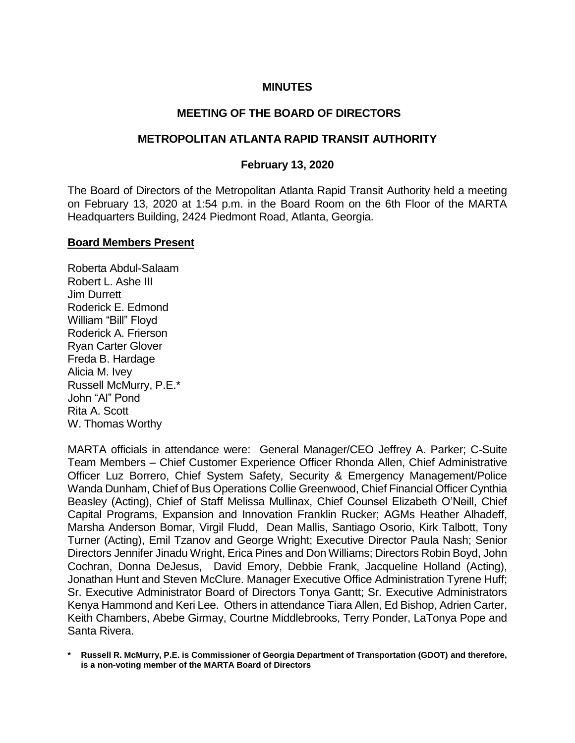# MINUTES

## MEETING OF THE BOARD OF DIRECTORS

## METROPOLITAN ATLANTA RAPID TRANSIT AUTHORITY

### February 13, 2020

The Board of Directors of the Metropolitan Atlanta Rapid Transit Authority held a meeting on February 13, 2020 at 1:54 p.m. in the Board Room on the 6th Floor of the MARTA Headquarters Building, 2424 Piedmont Road, Atlanta, Georgia.

**Board Members Present**

Roberta Abdul-Salaam
Robert L. Ashe III
Jim Durrett
Roderick E. Edmond
William "Bill" Floyd
Roderick A. Frierson
Ryan Carter Glover
Freda B. Hardage
Alicia M. Ivey
Russell McMurry, P.E.*
John "Al" Pond
Rita A. Scott
W. Thomas Worthy

MARTA officials in attendance were: General Manager/CEO Jeffrey A. Parker; C-Suite Team Members – Chief Customer Experience Officer Rhonda Allen, Chief Administrative Officer Luz Borrero, Chief System Safety, Security & Emergency Management/Police Wanda Dunham, Chief of Bus Operations Collie Greenwood, Chief Financial Officer Cynthia Beasley (Acting), Chief of Staff Melissa Mullinax, Chief Counsel Elizabeth O'Neill, Chief Capital Programs, Expansion and Innovation Franklin Rucker; AGMs Heather Alhadeff, Marsha Anderson Bomar, Virgil Fludd, Dean Mallis, Santiago Osorio, Kirk Talbott, Tony Turner (Acting), Emil Tzanov and George Wright; Executive Director Paula Nash; Senior Directors Jennifer Jinadu Wright, Erica Pines and Don Williams; Directors Robin Boyd, John Cochran, Donna DeJesus, David Emory, Debbie Frank, Jacqueline Holland (Acting), Jonathan Hunt and Steven McClure. Manager Executive Office Administration Tyrene Huff; Sr. Executive Administrator Board of Directors Tonya Gantt; Sr. Executive Administrators Kenya Hammond and Keri Lee. Others in attendance Tiara Allen, Ed Bishop, Adrien Carter, Keith Chambers, Abebe Girmay, Courtne Middlebrooks, Terry Ponder, LaTonya Pope and Santa Rivera.

**\* Russell R. McMurry, P.E. is Commissioner of Georgia Department of Transportation (GDOT) and therefore, is a non-voting member of the MARTA Board of Directors**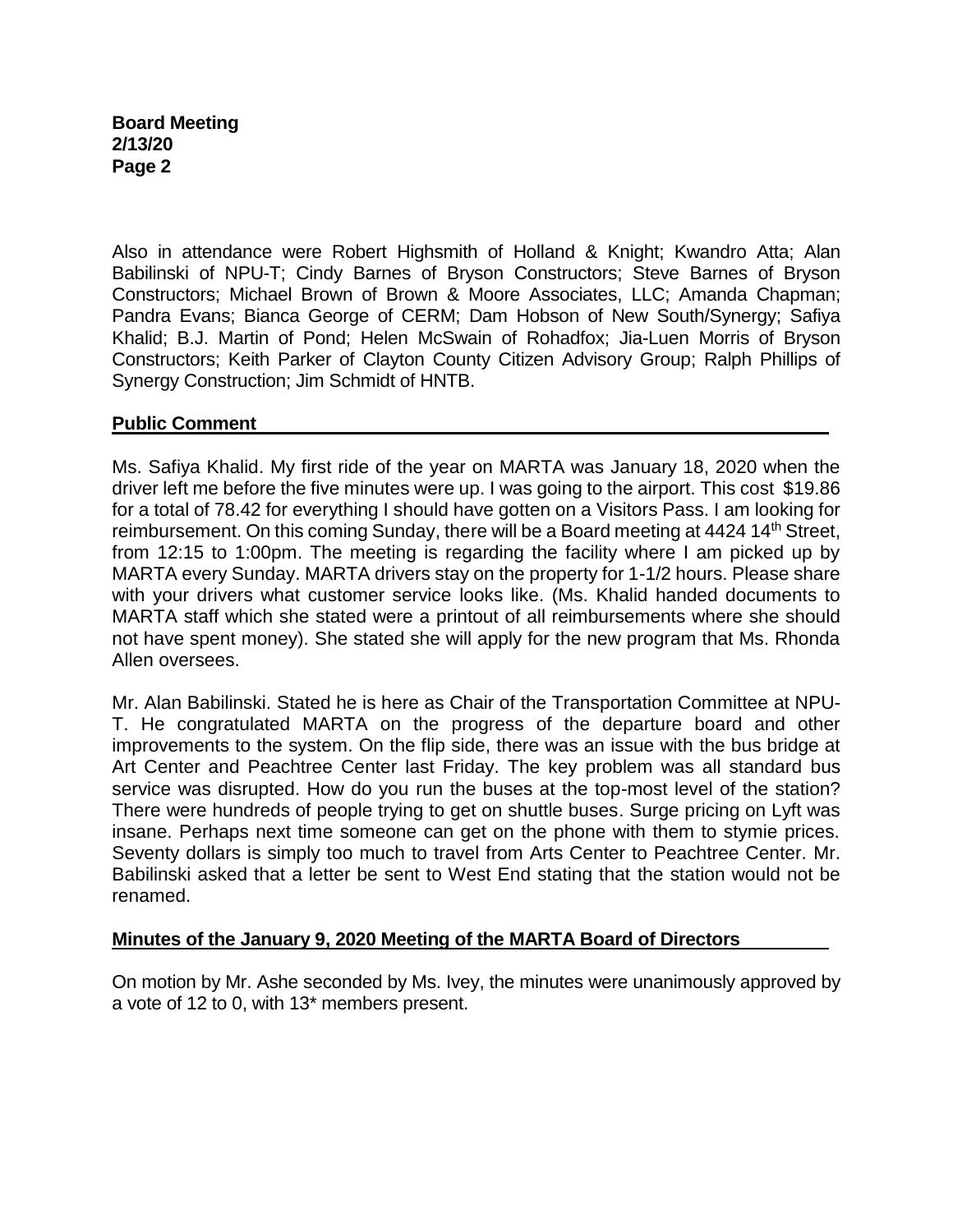Also in attendance were Robert Highsmith of Holland & Knight; Kwandro Atta; Alan Babilinski of NPU-T; Cindy Barnes of Bryson Constructors; Steve Barnes of Bryson Constructors; Michael Brown of Brown & Moore Associates, LLC; Amanda Chapman; Pandra Evans; Bianca George of CERM; Dam Hobson of New South/Synergy; Safiya Khalid; B.J. Martin of Pond; Helen McSwain of Rohadfox; Jia-Luen Morris of Bryson Constructors; Keith Parker of Clayton County Citizen Advisory Group; Ralph Phillips of Synergy Construction; Jim Schmidt of HNTB.

## Public Comment

Ms. Safiya Khalid. My first ride of the year on MARTA was January 18, 2020 when the driver left me before the five minutes were up. I was going to the airport. This cost $19.86 for a total of 78.42 for everything I should have gotten on a Visitors Pass. I am looking for reimbursement. On this coming Sunday, there will be a Board meeting at 4424 14th Street, from 12:15 to 1:00pm. The meeting is regarding the facility where I am picked up by MARTA every Sunday. MARTA drivers stay on the property for 1-1/2 hours. Please share with your drivers what customer service looks like. (Ms. Khalid handed documents to MARTA staff which she stated were a printout of all reimbursements where she should not have spent money). She stated she will apply for the new program that Ms. Rhonda Allen oversees.

Mr. Alan Babilinski. Stated he is here as Chair of the Transportation Committee at NPU-T. He congratulated MARTA on the progress of the departure board and other improvements to the system. On the flip side, there was an issue with the bus bridge at Art Center and Peachtree Center last Friday. The key problem was all standard bus service was disrupted. How do you run the buses at the top-most level of the station? There were hundreds of people trying to get on shuttle buses. Surge pricing on Lyft was insane. Perhaps next time someone can get on the phone with them to stymie prices. Seventy dollars is simply too much to travel from Arts Center to Peachtree Center. Mr. Babilinski asked that a letter be sent to West End stating that the station would not be renamed.

## Minutes of the January 9, 2020 Meeting of the MARTA Board of Directors

On motion by Mr. Ashe seconded by Ms. Ivey, the minutes were unanimously approved by a vote of 12 to 0, with 13* members present.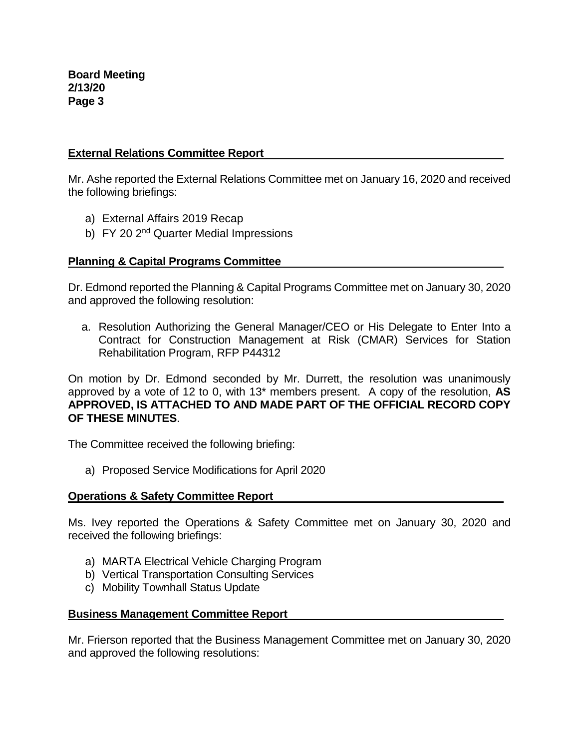## External Relations Committee Report

Mr. Ashe reported the External Relations Committee met on January 16, 2020 and received the following briefings:

a) External Affairs 2019 Recap
b) FY 20 2nd Quarter Medial Impressions

## Planning & Capital Programs Committee

Dr. Edmond reported the Planning & Capital Programs Committee met on January 30, 2020 and approved the following resolution:

a. Resolution Authorizing the General Manager/CEO or His Delegate to Enter Into a Contract for Construction Management at Risk (CMAR) Services for Station Rehabilitation Program, RFP P44312

On motion by Dr. Edmond seconded by Mr. Durrett, the resolution was unanimously approved by a vote of 12 to 0, with 13* members present. A copy of the resolution, **AS APPROVED, IS ATTACHED TO AND MADE PART OF THE OFFICIAL RECORD COPY OF THESE MINUTES**.

The Committee received the following briefing:

a) Proposed Service Modifications for April 2020

## Operations & Safety Committee Report

Ms. Ivey reported the Operations & Safety Committee met on January 30, 2020 and received the following briefings:

a) MARTA Electrical Vehicle Charging Program
b) Vertical Transportation Consulting Services
c) Mobility Townhall Status Update

## Business Management Committee Report

Mr. Frierson reported that the Business Management Committee met on January 30, 2020 and approved the following resolutions: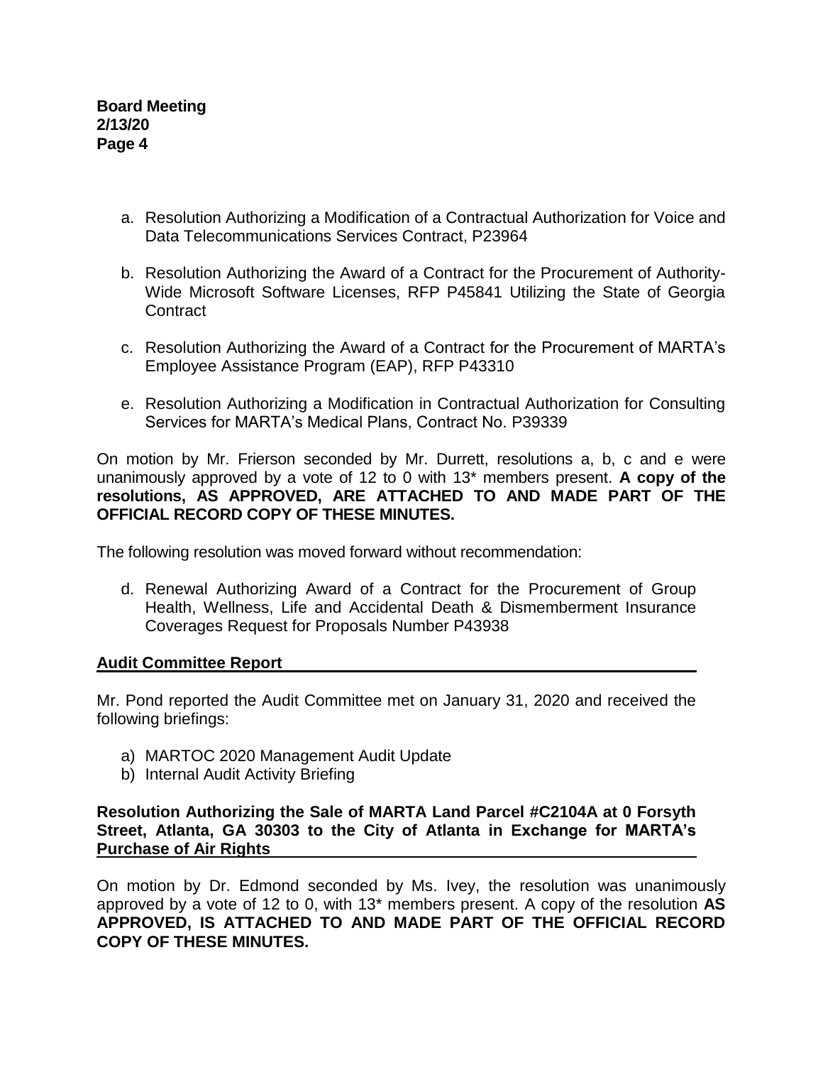a. Resolution Authorizing a Modification of a Contractual Authorization for Voice and Data Telecommunications Services Contract, P23964

b. Resolution Authorizing the Award of a Contract for the Procurement of Authority-Wide Microsoft Software Licenses, RFP P45841 Utilizing the State of Georgia Contract

c. Resolution Authorizing the Award of a Contract for the Procurement of MARTA's Employee Assistance Program (EAP), RFP P43310

e. Resolution Authorizing a Modification in Contractual Authorization for Consulting Services for MARTA's Medical Plans, Contract No. P39339

On motion by Mr. Frierson seconded by Mr. Durrett, resolutions a, b, c and e were unanimously approved by a vote of 12 to 0 with 13* members present. **A copy of the resolutions, AS APPROVED, ARE ATTACHED TO AND MADE PART OF THE OFFICIAL RECORD COPY OF THESE MINUTES.**

The following resolution was moved forward without recommendation:

d. Renewal Authorizing Award of a Contract for the Procurement of Group Health, Wellness, Life and Accidental Death & Dismemberment Insurance Coverages Request for Proposals Number P43938

## Audit Committee Report

Mr. Pond reported the Audit Committee met on January 31, 2020 and received the following briefings:

a) MARTOC 2020 Management Audit Update
b) Internal Audit Activity Briefing

## Resolution Authorizing the Sale of MARTA Land Parcel #C2104A at 0 Forsyth Street, Atlanta, GA 30303 to the City of Atlanta in Exchange for MARTA's Purchase of Air Rights

On motion by Dr. Edmond seconded by Ms. Ivey, the resolution was unanimously approved by a vote of 12 to 0, with 13* members present. A copy of the resolution **AS APPROVED, IS ATTACHED TO AND MADE PART OF THE OFFICIAL RECORD COPY OF THESE MINUTES.**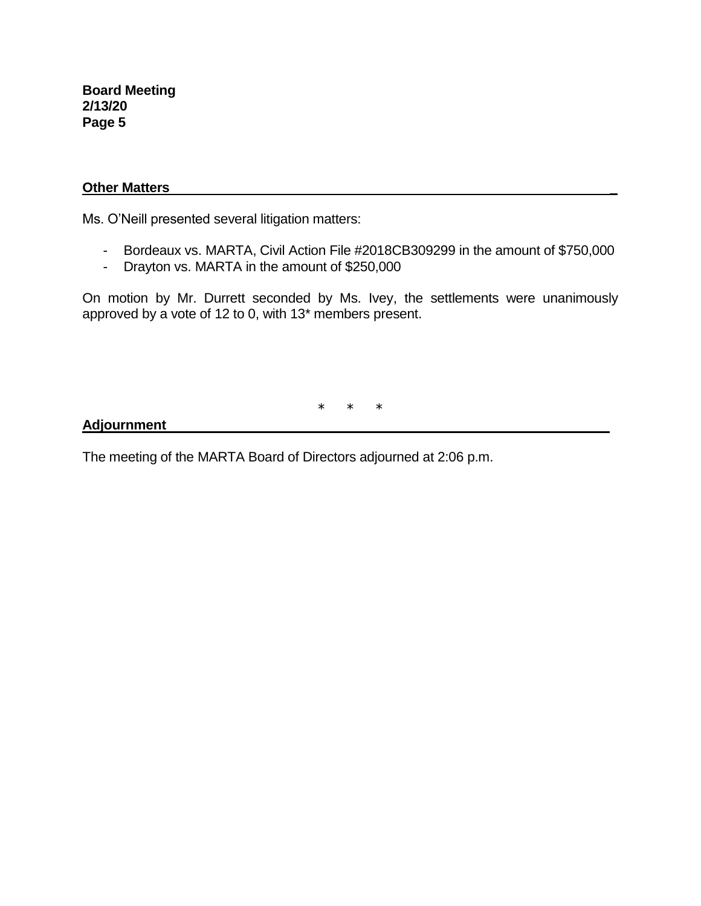**Other Matters**

Ms. O'Neill presented several litigation matters:

- Bordeaux vs. MARTA, Civil Action File #2018CB309299 in the amount of $750,000
- Drayton vs. MARTA in the amount of $250,000

On motion by Mr. Durrett seconded by Ms. Ivey, the settlements were unanimously approved by a vote of 12 to 0, with 13* members present.

\* \* \*

**Adjournment**

The meeting of the MARTA Board of Directors adjourned at 2:06 p.m.